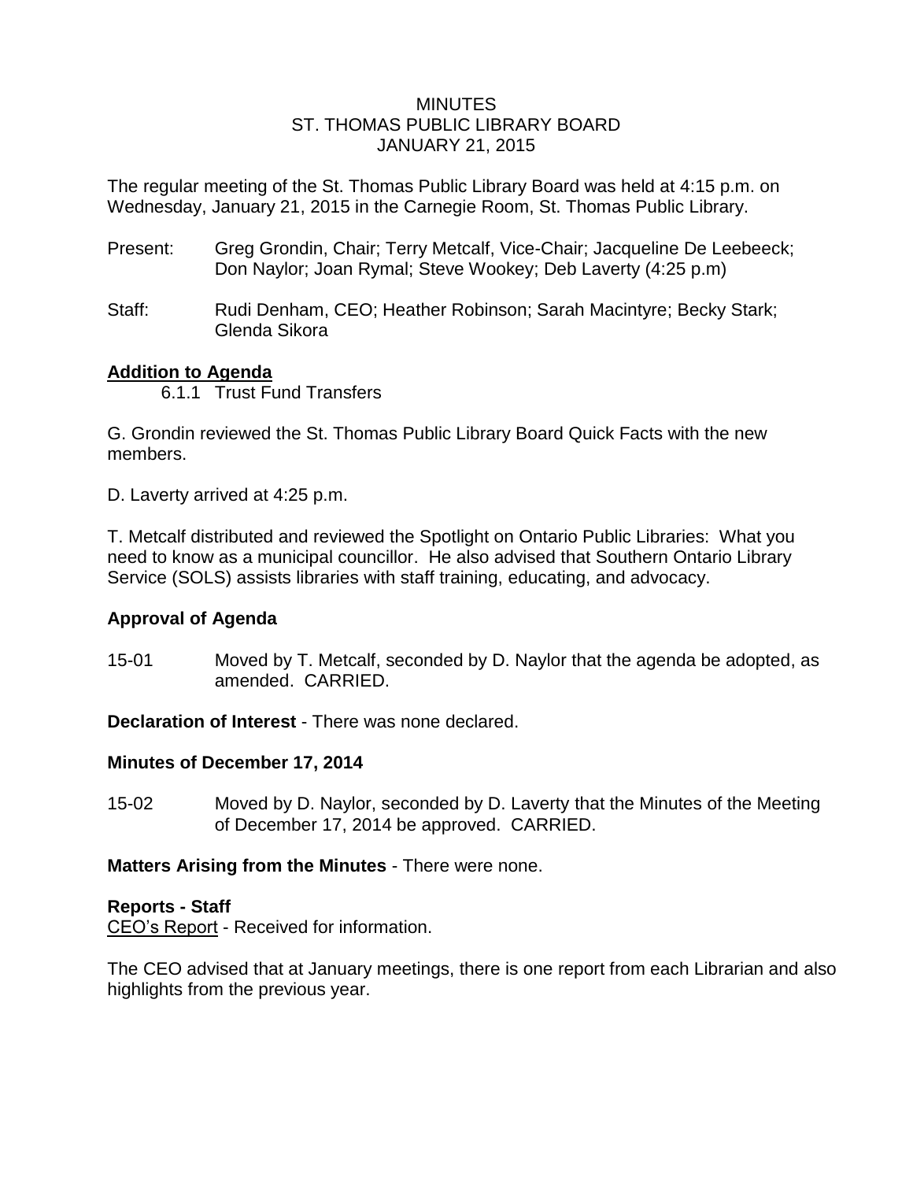# MINUTES
## ST. THOMAS PUBLIC LIBRARY BOARD
## JANUARY 21, 2015

The regular meeting of the St. Thomas Public Library Board was held at 4:15 p.m. on Wednesday, January 21, 2015 in the Carnegie Room, St. Thomas Public Library.

Present: Greg Grondin, Chair; Terry Metcalf, Vice-Chair; Jacqueline De Leebeeck; Don Naylor; Joan Rymal; Steve Wookey; Deb Laverty (4:25 p.m)

Staff: Rudi Denham, CEO; Heather Robinson; Sarah Macintyre; Becky Stark; Glenda Sikora

**Addition to Agenda**

6.1.1 Trust Fund Transfers

G. Grondin reviewed the St. Thomas Public Library Board Quick Facts with the new members.

D. Laverty arrived at 4:25 p.m.

T. Metcalf distributed and reviewed the Spotlight on Ontario Public Libraries: What you need to know as a municipal councillor. He also advised that Southern Ontario Library Service (SOLS) assists libraries with staff training, educating, and advocacy.

**Approval of Agenda**

15-01 Moved by T. Metcalf, seconded by D. Naylor that the agenda be adopted, as amended. CARRIED.

**Declaration of Interest** - There was none declared.

**Minutes of December 17, 2014**

15-02 Moved by D. Naylor, seconded by D. Laverty that the Minutes of the Meeting of December 17, 2014 be approved. CARRIED.

**Matters Arising from the Minutes** - There were none.

**Reports - Staff**

CEO's Report - Received for information.

The CEO advised that at January meetings, there is one report from each Librarian and also highlights from the previous year.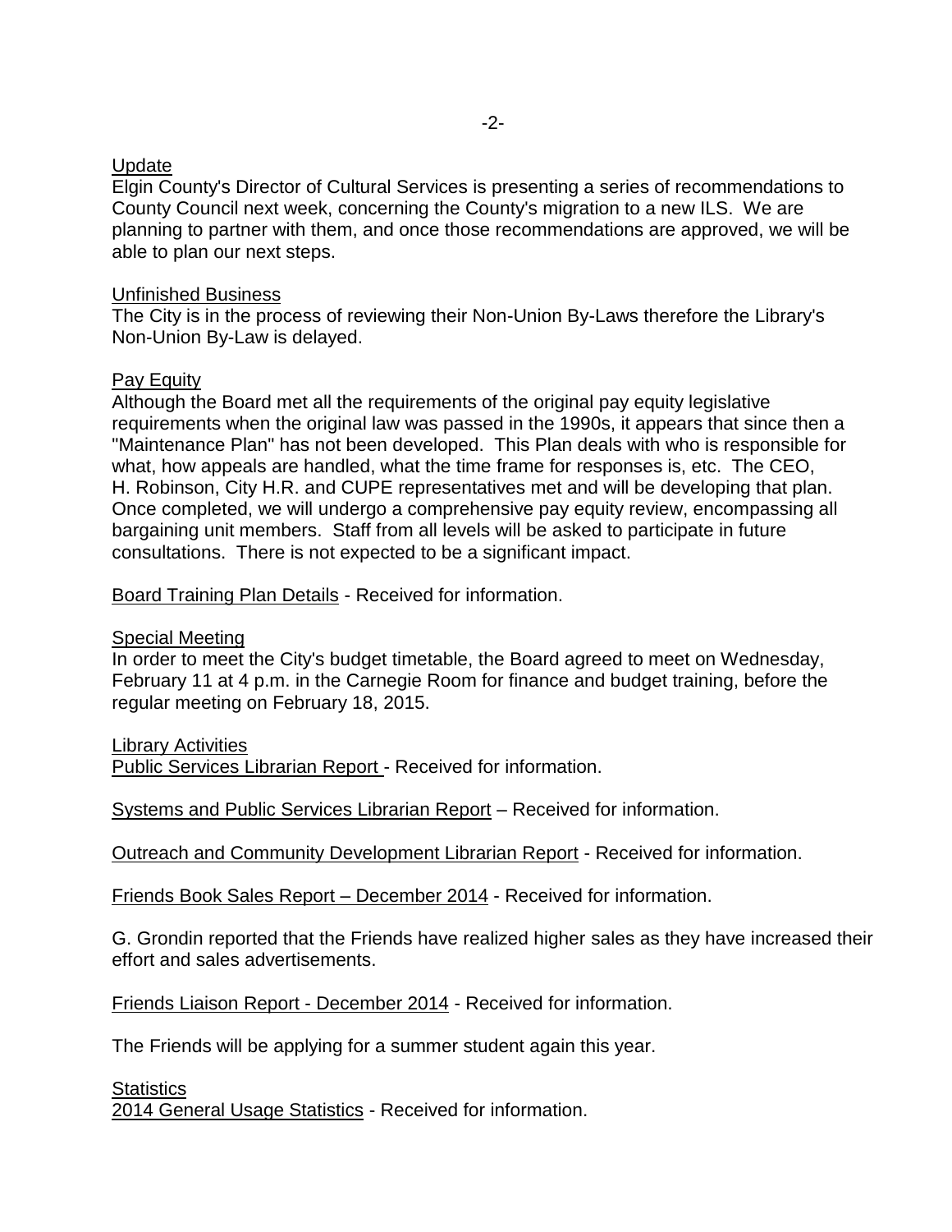Update
Elgin County's Director of Cultural Services is presenting a series of recommendations to County Council next week, concerning the County's migration to a new ILS. We are planning to partner with them, and once those recommendations are approved, we will be able to plan our next steps.

Unfinished Business
The City is in the process of reviewing their Non-Union By-Laws therefore the Library's Non-Union By-Law is delayed.

Pay Equity
Although the Board met all the requirements of the original pay equity legislative requirements when the original law was passed in the 1990s, it appears that since then a "Maintenance Plan" has not been developed. This Plan deals with who is responsible for what, how appeals are handled, what the time frame for responses is, etc. The CEO, H. Robinson, City H.R. and CUPE representatives met and will be developing that plan. Once completed, we will undergo a comprehensive pay equity review, encompassing all bargaining unit members. Staff from all levels will be asked to participate in future consultations. There is not expected to be a significant impact.

Board Training Plan Details - Received for information.

Special Meeting
In order to meet the City's budget timetable, the Board agreed to meet on Wednesday, February 11 at 4 p.m. in the Carnegie Room for finance and budget training, before the regular meeting on February 18, 2015.

Library Activities
Public Services Librarian Report - Received for information.

Systems and Public Services Librarian Report – Received for information.

Outreach and Community Development Librarian Report - Received for information.

Friends Book Sales Report – December 2014 - Received for information.

G. Grondin reported that the Friends have realized higher sales as they have increased their effort and sales advertisements.

Friends Liaison Report - December 2014 - Received for information.

The Friends will be applying for a summer student again this year.

Statistics
2014 General Usage Statistics - Received for information.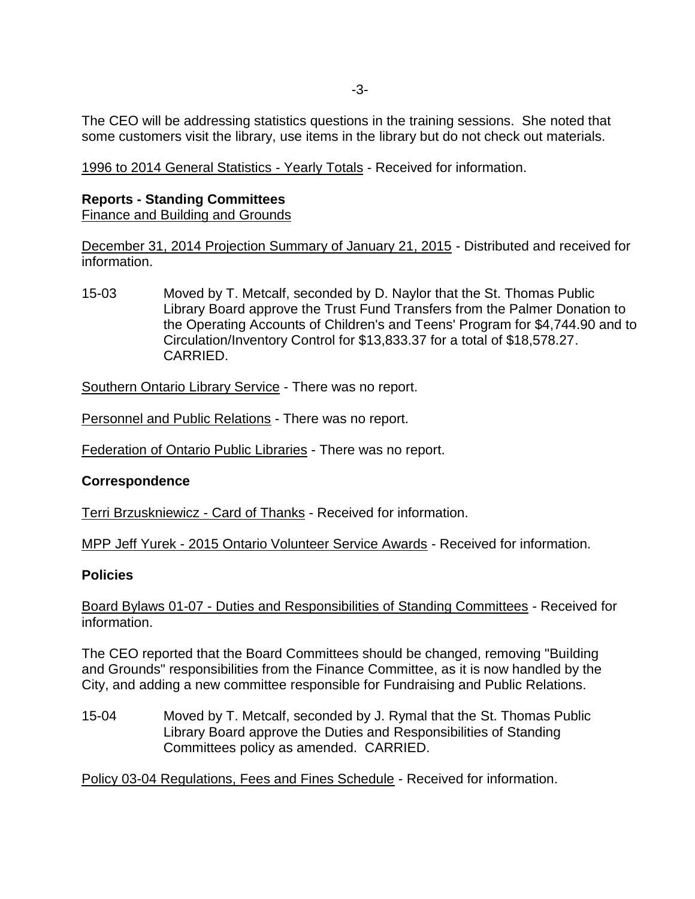The CEO will be addressing statistics questions in the training sessions. She noted that some customers visit the library, use items in the library but do not check out materials.

1996 to 2014 General Statistics - Yearly Totals - Received for information.

**Reports - Standing Committees**

Finance and Building and Grounds

December 31, 2014 Projection Summary of January 21, 2015 - Distributed and received for information.

15-03 Moved by T. Metcalf, seconded by D. Naylor that the St. Thomas Public Library Board approve the Trust Fund Transfers from the Palmer Donation to the Operating Accounts of Children's and Teens' Program for $4,744.90 and to Circulation/Inventory Control for $13,833.37 for a total of $18,578.27. CARRIED.

Southern Ontario Library Service - There was no report.

Personnel and Public Relations - There was no report.

Federation of Ontario Public Libraries - There was no report.

**Correspondence**

Terri Brzuskniewicz - Card of Thanks - Received for information.

MPP Jeff Yurek - 2015 Ontario Volunteer Service Awards - Received for information.

**Policies**

Board Bylaws 01-07 - Duties and Responsibilities of Standing Committees - Received for information.

The CEO reported that the Board Committees should be changed, removing "Building and Grounds" responsibilities from the Finance Committee, as it is now handled by the City, and adding a new committee responsible for Fundraising and Public Relations.

15-04 Moved by T. Metcalf, seconded by J. Rymal that the St. Thomas Public Library Board approve the Duties and Responsibilities of Standing Committees policy as amended. CARRIED.

Policy 03-04 Regulations, Fees and Fines Schedule - Received for information.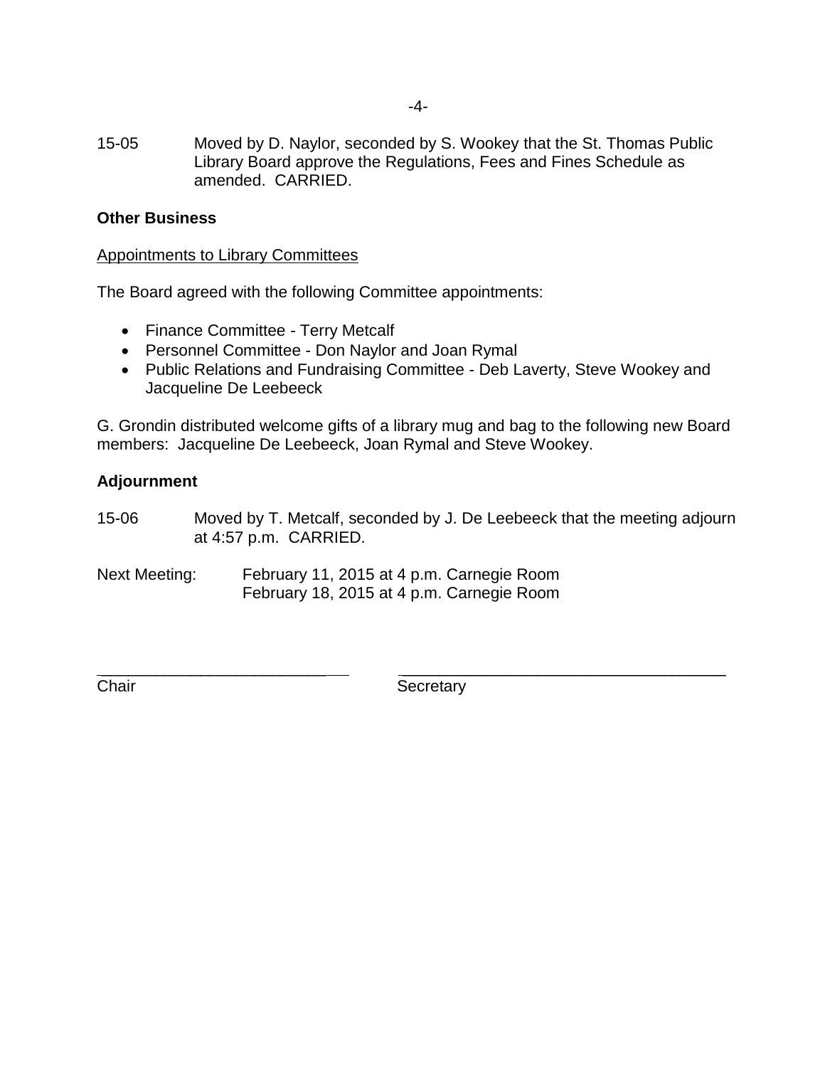15-05 Moved by D. Naylor, seconded by S. Wookey that the St. Thomas Public Library Board approve the Regulations, Fees and Fines Schedule as amended. CARRIED.

**Other Business**

Appointments to Library Committees

The Board agreed with the following Committee appointments:

- Finance Committee - Terry Metcalf
- Personnel Committee - Don Naylor and Joan Rymal
- Public Relations and Fundraising Committee - Deb Laverty, Steve Wookey and Jacqueline De Leebeeck

G. Grondin distributed welcome gifts of a library mug and bag to the following new Board members: Jacqueline De Leebeeck, Joan Rymal and Steve Wookey.

**Adjournment**

15-06 Moved by T. Metcalf, seconded by J. De Leebeeck that the meeting adjourn at 4:57 p.m. CARRIED.

Next Meeting: February 11, 2015 at 4 p.m. Carnegie Room
February 18, 2015 at 4 p.m. Carnegie Room

\_\_\_\_\_\_\_\_\_\_\_\_\_\_\_\_\_\_\_\_\_\_\_\_\_\_ \_\_\_\_\_\_\_\_\_\_\_\_\_\_\_\_\_\_\_\_\_\_\_\_\_\_\_\_\_\_\_\_\_\_\_\_\_\_
Chair Secretary